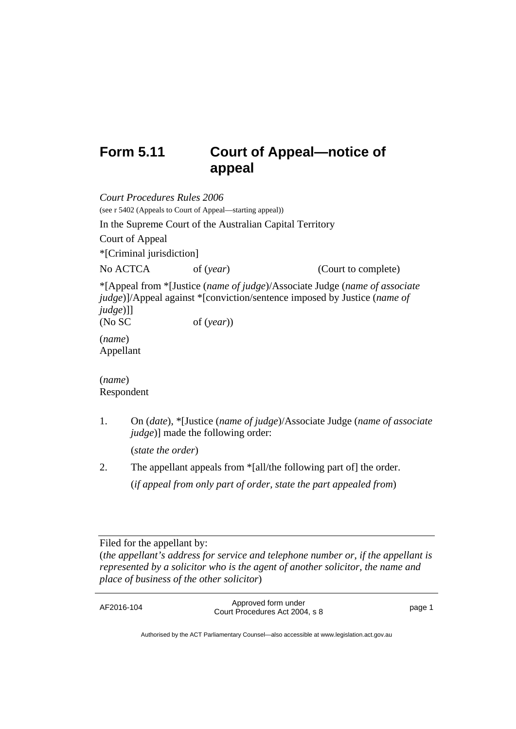# Form 5.11 Court of Appeal—notice of appeal

*Court Procedures Rules 2006*

(see r 5402 (Appeals to Court of Appeal—starting appeal))

In the Supreme Court of the Australian Capital Territory

Court of Appeal

*[Criminal jurisdiction]

No ACTCA of (*year*) (Court to complete)

*[Appeal from *[Justice (*name of judge*)/Associate Judge (*name of associate judge*)]/Appeal against *[conviction/sentence imposed by Justice (*name of judge*)]]
(No SC of (*year*))

(*name*)
Appellant

(*name*)
Respondent

1. On (*date*), *[Justice (*name of judge*)/Associate Judge (*name of associate judge*)] made the following order:

   (*state the order*)

2. The appellant appeals from *[all/the following part of] the order.

   (*if appeal from only part of order, state the part appealed from*)

---

Filed for the appellant by:
(*the appellant's address for service and telephone number or, if the appellant is represented by a solicitor who is the agent of another solicitor, the name and place of business of the other solicitor*)

---

AF2016-104 Approved form under Court Procedures Act 2004, s 8

Authorised by the ACT Parliamentary Counsel—also accessible at www.legislation.act.gov.au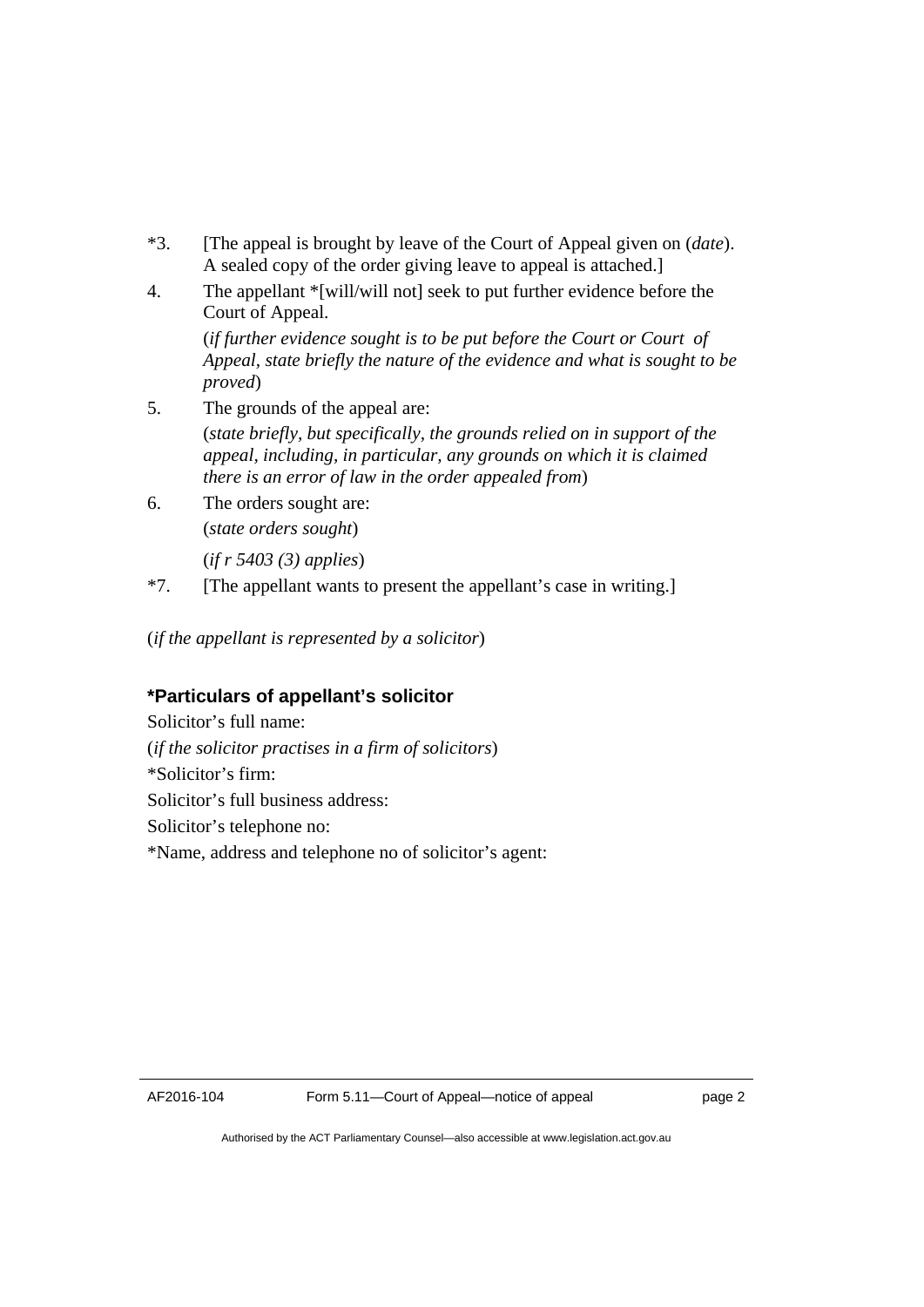*3. [The appeal is brought by leave of the Court of Appeal given on (*date*). A sealed copy of the order giving leave to appeal is attached.]

4. The appellant *[will/will not] seek to put further evidence before the Court of Appeal.

   (*if further evidence sought is to be put before the Court or Court of Appeal, state briefly the nature of the evidence and what is sought to be proved*)

5. The grounds of the appeal are:

   (*state briefly, but specifically, the grounds relied on in support of the appeal, including, in particular, any grounds on which it is claimed there is an error of law in the order appealed from*)

6. The orders sought are:

   (*state orders sought*)

   (*if r 5403 (3) applies*)

*7. [The appellant wants to present the appellant's case in writing.]

(*if the appellant is represented by a solicitor*)

### *Particulars of appellant's solicitor

Solicitor's full name:

(*if the solicitor practises in a firm of solicitors*)

*Solicitor's firm:

Solicitor's full business address:

Solicitor's telephone no:

*Name, address and telephone no of solicitor's agent: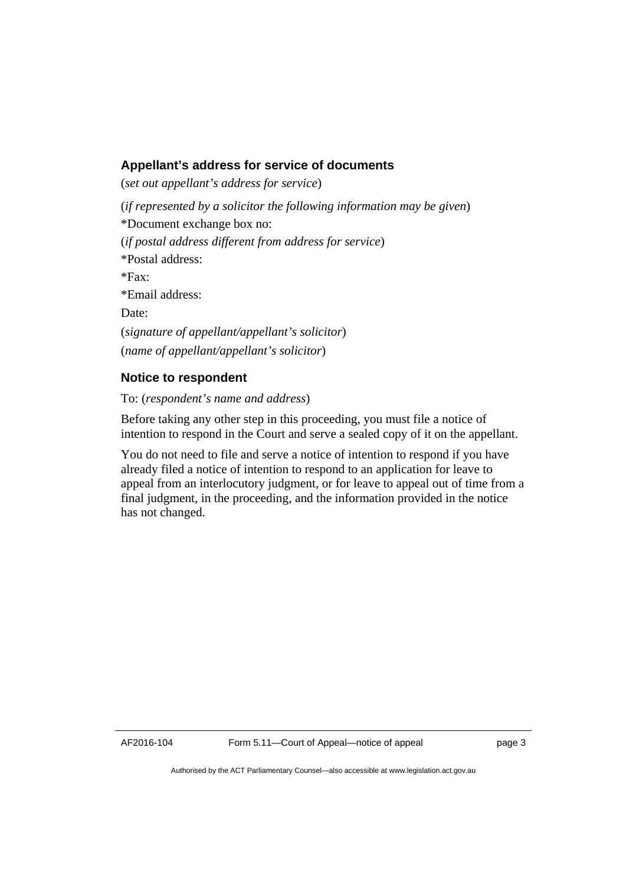## Appellant's address for service of documents

(*set out appellant's address for service*)

(*if represented by a solicitor the following information may be given*)

*Document exchange box no:

(*if postal address different from address for service*)

*Postal address:

*Fax:

*Email address:

Date:

(*signature of appellant/appellant's solicitor*)

(*name of appellant/appellant's solicitor*)

## Notice to respondent

To: (*respondent's name and address*)

Before taking any other step in this proceeding, you must file a notice of intention to respond in the Court and serve a sealed copy of it on the appellant.

You do not need to file and serve a notice of intention to respond if you have already filed a notice of intention to respond to an application for leave to appeal from an interlocutory judgment, or for leave to appeal out of time from a final judgment, in the proceeding, and the information provided in the notice has not changed.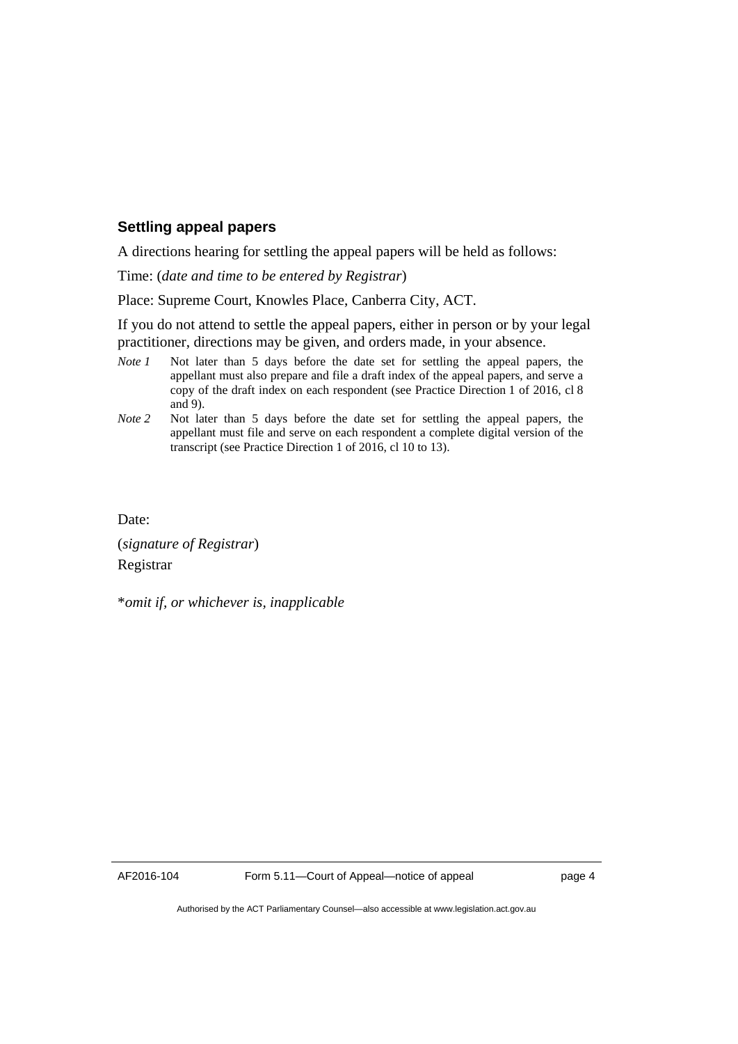### Settling appeal papers

A directions hearing for settling the appeal papers will be held as follows:

Time: (*date and time to be entered by Registrar*)

Place: Supreme Court, Knowles Place, Canberra City, ACT.

If you do not attend to settle the appeal papers, either in person or by your legal practitioner, directions may be given, and orders made, in your absence.

*Note 1* Not later than 5 days before the date set for settling the appeal papers, the appellant must also prepare and file a draft index of the appeal papers, and serve a copy of the draft index on each respondent (see Practice Direction 1 of 2016, cl 8 and 9).

*Note 2* Not later than 5 days before the date set for settling the appeal papers, the appellant must file and serve on each respondent a complete digital version of the transcript (see Practice Direction 1 of 2016, cl 10 to 13).

Date:

(*signature of Registrar*)
Registrar

\**omit if, or whichever is, inapplicable*